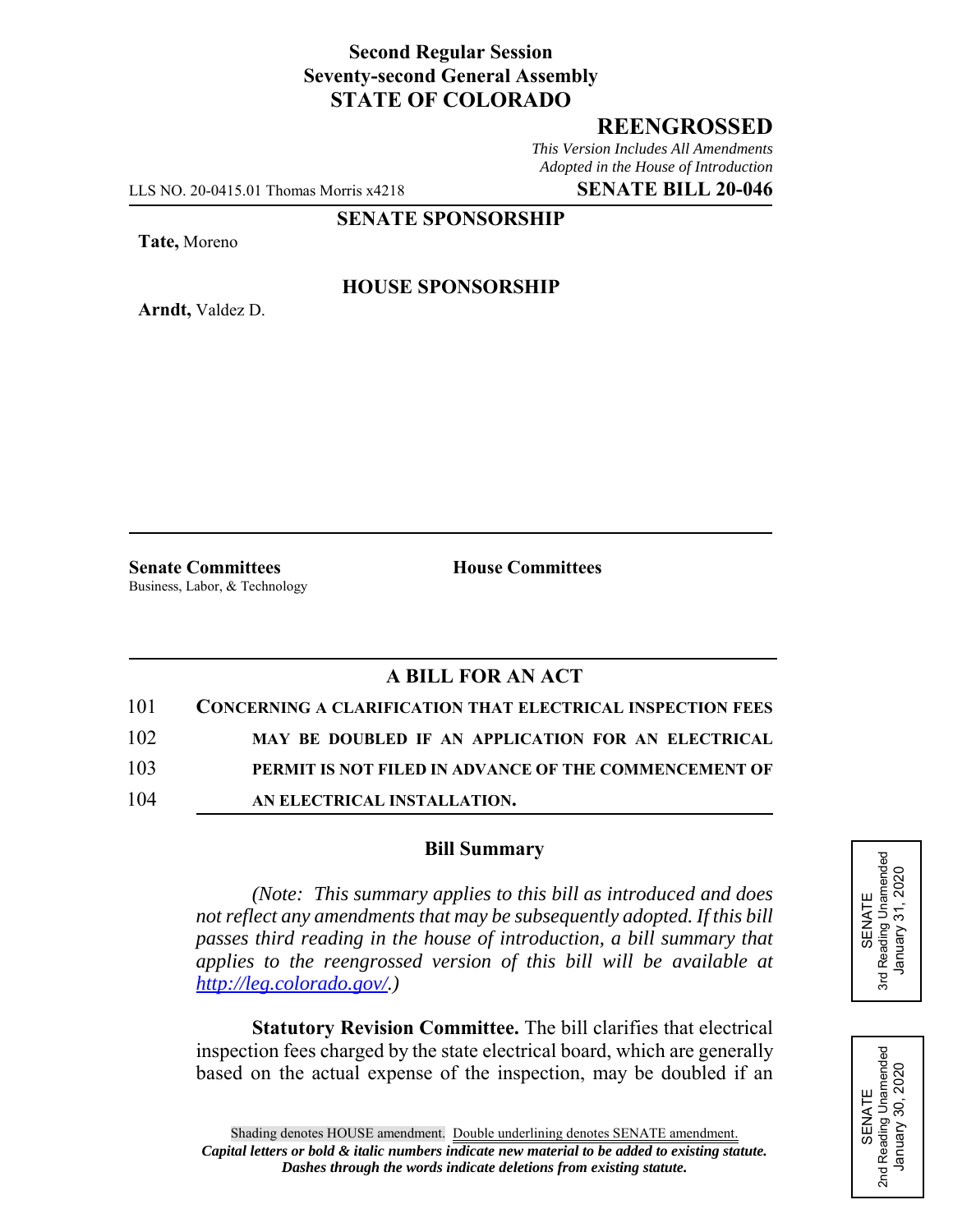**Second Regular Session**
**Seventy-second General Assembly**
**STATE OF COLORADO**

# REENGROSSED

*This Version Includes All Amendments Adopted in the House of Introduction*

LLS NO. 20-0415.01 Thomas Morris x4218 **SENATE BILL 20-046**

**SENATE SPONSORSHIP**

**Tate,** Moreno

**HOUSE SPONSORSHIP**

**Arndt,** Valdez D.

**Senate Committees**
Business, Labor, & Technology

**House Committees**

## A BILL FOR AN ACT

101 **CONCERNING A CLARIFICATION THAT ELECTRICAL INSPECTION FEES**
102 **MAY BE DOUBLED IF AN APPLICATION FOR AN ELECTRICAL**
103 **PERMIT IS NOT FILED IN ADVANCE OF THE COMMENCEMENT OF**
104 **AN ELECTRICAL INSTALLATION.**

### Bill Summary

*(Note: This summary applies to this bill as introduced and does not reflect any amendments that may be subsequently adopted. If this bill passes third reading in the house of introduction, a bill summary that applies to the reengrossed version of this bill will be available at http://leg.colorado.gov/.)*

**Statutory Revision Committee.** The bill clarifies that electrical inspection fees charged by the state electrical board, which are generally based on the actual expense of the inspection, may be doubled if an

SENATE
3rd Reading Unamended
January 31, 2020

SENATE
2nd Reading Unamended
January 30, 2020

Shading denotes HOUSE amendment. Double underlining denotes SENATE amendment.
*Capital letters or bold & italic numbers indicate new material to be added to existing statute.*
*Dashes through the words indicate deletions from existing statute.*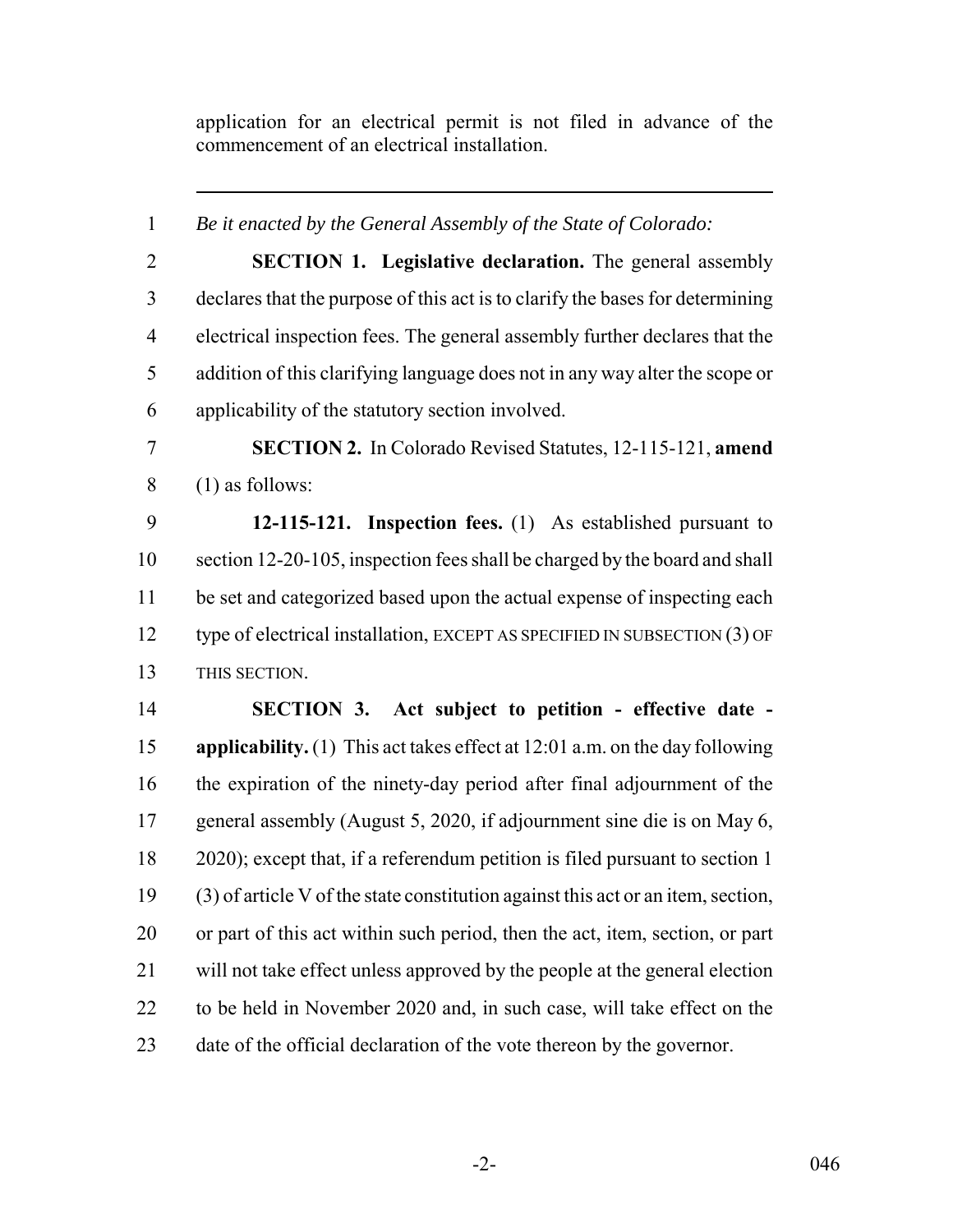application for an electrical permit is not filed in advance of the commencement of an electrical installation.

---

*Be it enacted by the General Assembly of the State of Colorado:*

**SECTION 1. Legislative declaration.** The general assembly declares that the purpose of this act is to clarify the bases for determining electrical inspection fees. The general assembly further declares that the addition of this clarifying language does not in any way alter the scope or applicability of the statutory section involved.

**SECTION 2.** In Colorado Revised Statutes, 12-115-121, **amend** (1) as follows:

**12-115-121. Inspection fees.** (1) As established pursuant to section 12-20-105, inspection fees shall be charged by the board and shall be set and categorized based upon the actual expense of inspecting each type of electrical installation, EXCEPT AS SPECIFIED IN SUBSECTION (3) OF THIS SECTION.

**SECTION 3. Act subject to petition - effective date - applicability.** (1) This act takes effect at 12:01 a.m. on the day following the expiration of the ninety-day period after final adjournment of the general assembly (August 5, 2020, if adjournment sine die is on May 6, 2020); except that, if a referendum petition is filed pursuant to section 1 (3) of article V of the state constitution against this act or an item, section, or part of this act within such period, then the act, item, section, or part will not take effect unless approved by the people at the general election to be held in November 2020 and, in such case, will take effect on the date of the official declaration of the vote thereon by the governor.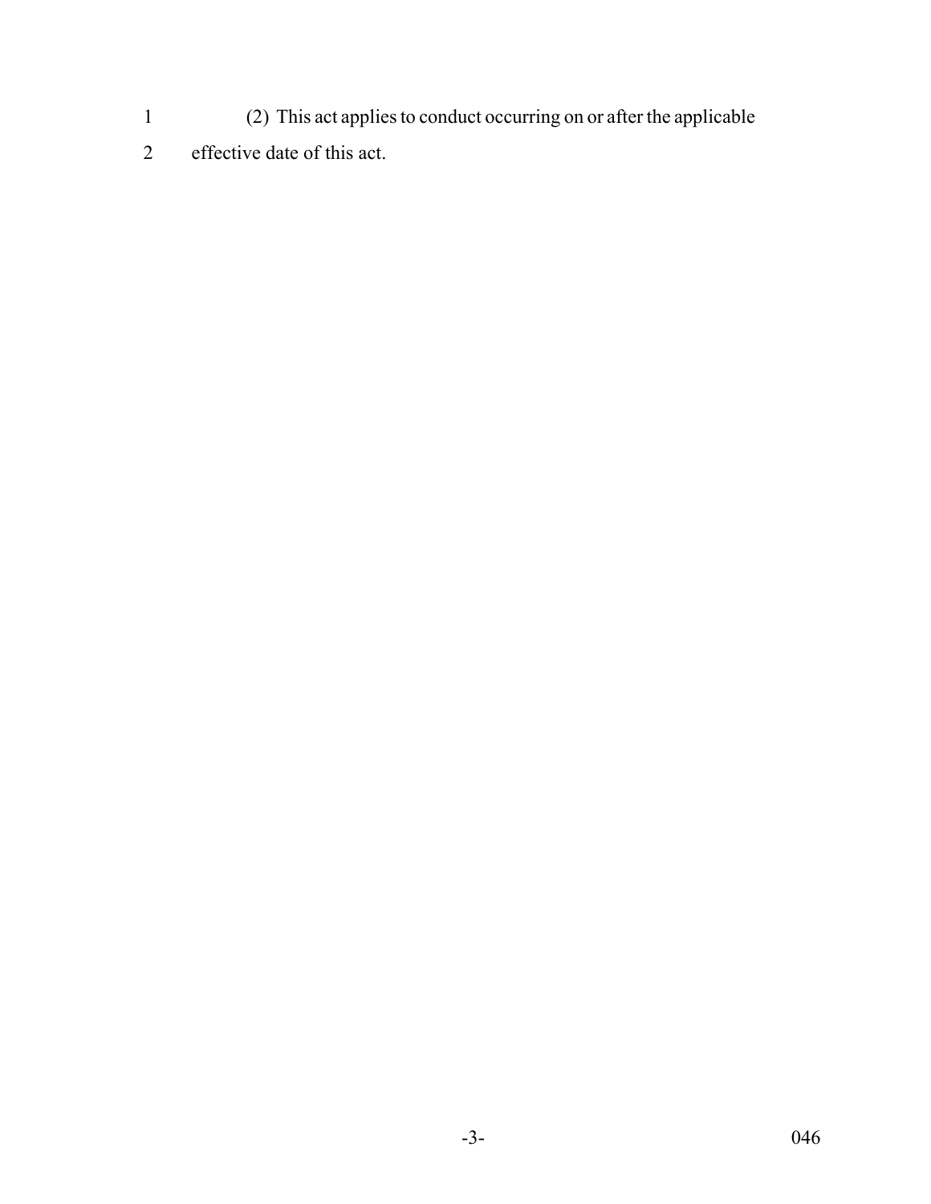(2) This act applies to conduct occurring on or after the applicable effective date of this act.